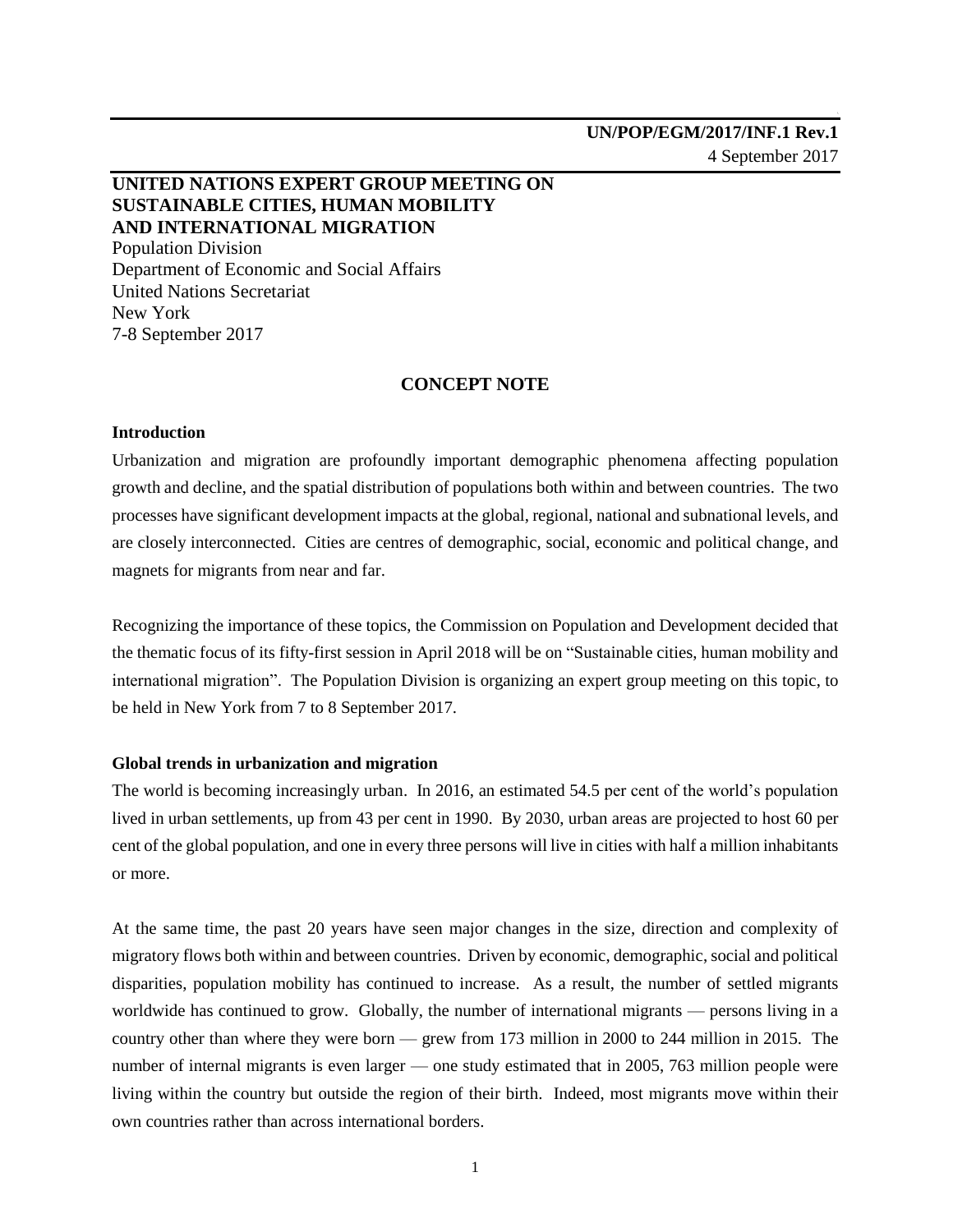UN/POP/EGM/2017/INF.1 Rev.1
4 September 2017

**UNITED NATIONS EXPERT GROUP MEETING ON SUSTAINABLE CITIES, HUMAN MOBILITY AND INTERNATIONAL MIGRATION**
Population Division
Department of Economic and Social Affairs
United Nations Secretariat
New York
7-8 September 2017

# CONCEPT NOTE

## Introduction

Urbanization and migration are profoundly important demographic phenomena affecting population growth and decline, and the spatial distribution of populations both within and between countries. The two processes have significant development impacts at the global, regional, national and subnational levels, and are closely interconnected. Cities are centres of demographic, social, economic and political change, and magnets for migrants from near and far.

Recognizing the importance of these topics, the Commission on Population and Development decided that the thematic focus of its fifty-first session in April 2018 will be on "Sustainable cities, human mobility and international migration". The Population Division is organizing an expert group meeting on this topic, to be held in New York from 7 to 8 September 2017.

## Global trends in urbanization and migration

The world is becoming increasingly urban. In 2016, an estimated 54.5 per cent of the world's population lived in urban settlements, up from 43 per cent in 1990. By 2030, urban areas are projected to host 60 per cent of the global population, and one in every three persons will live in cities with half a million inhabitants or more.

At the same time, the past 20 years have seen major changes in the size, direction and complexity of migratory flows both within and between countries. Driven by economic, demographic, social and political disparities, population mobility has continued to increase. As a result, the number of settled migrants worldwide has continued to grow. Globally, the number of international migrants — persons living in a country other than where they were born — grew from 173 million in 2000 to 244 million in 2015. The number of internal migrants is even larger — one study estimated that in 2005, 763 million people were living within the country but outside the region of their birth. Indeed, most migrants move within their own countries rather than across international borders.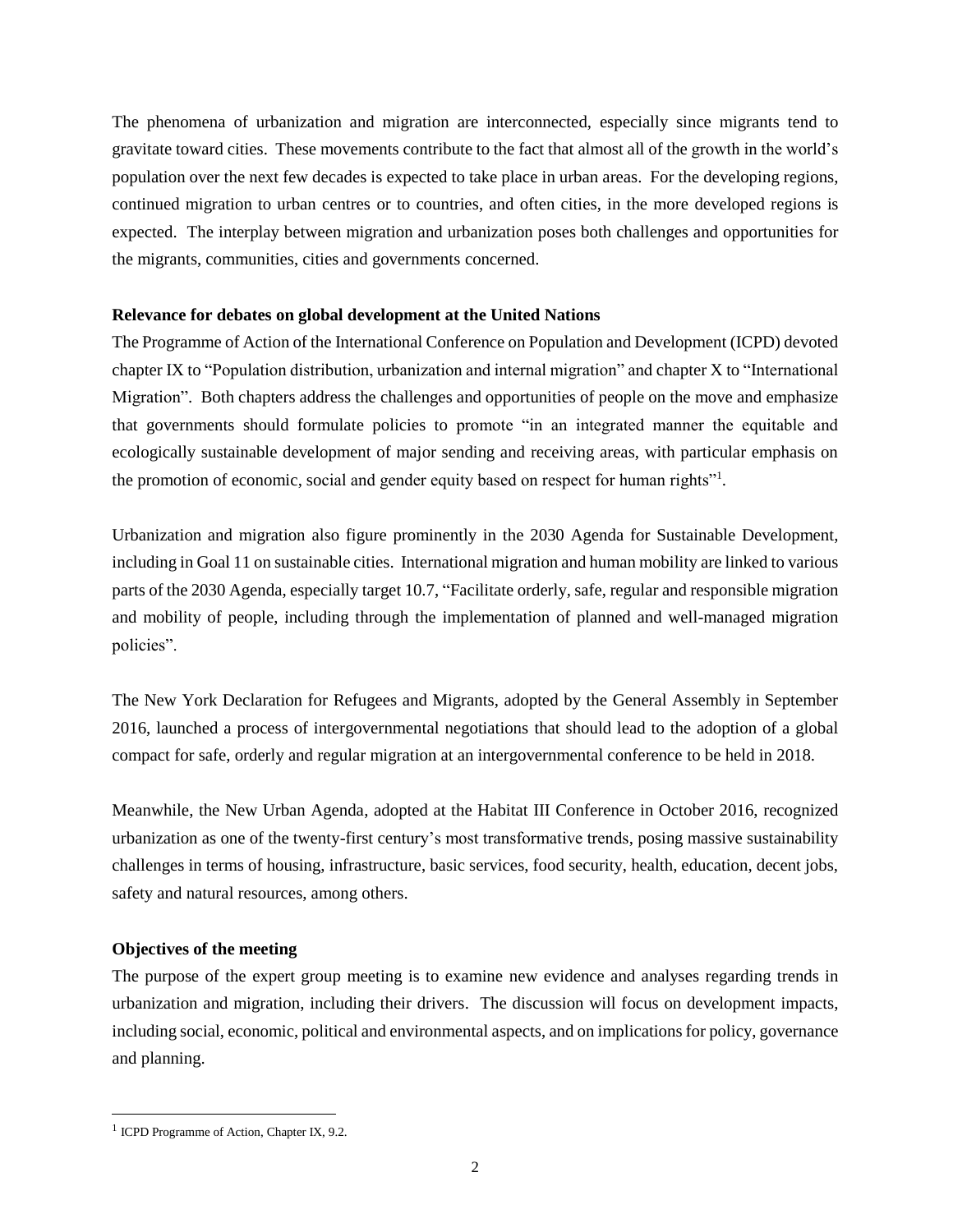The phenomena of urbanization and migration are interconnected, especially since migrants tend to gravitate toward cities. These movements contribute to the fact that almost all of the growth in the world's population over the next few decades is expected to take place in urban areas. For the developing regions, continued migration to urban centres or to countries, and often cities, in the more developed regions is expected. The interplay between migration and urbanization poses both challenges and opportunities for the migrants, communities, cities and governments concerned.

**Relevance for debates on global development at the United Nations**

The Programme of Action of the International Conference on Population and Development (ICPD) devoted chapter IX to "Population distribution, urbanization and internal migration" and chapter X to "International Migration". Both chapters address the challenges and opportunities of people on the move and emphasize that governments should formulate policies to promote "in an integrated manner the equitable and ecologically sustainable development of major sending and receiving areas, with particular emphasis on the promotion of economic, social and gender equity based on respect for human rights"[1].

Urbanization and migration also figure prominently in the 2030 Agenda for Sustainable Development, including in Goal 11 on sustainable cities. International migration and human mobility are linked to various parts of the 2030 Agenda, especially target 10.7, "Facilitate orderly, safe, regular and responsible migration and mobility of people, including through the implementation of planned and well-managed migration policies".

The New York Declaration for Refugees and Migrants, adopted by the General Assembly in September 2016, launched a process of intergovernmental negotiations that should lead to the adoption of a global compact for safe, orderly and regular migration at an intergovernmental conference to be held in 2018.

Meanwhile, the New Urban Agenda, adopted at the Habitat III Conference in October 2016, recognized urbanization as one of the twenty-first century's most transformative trends, posing massive sustainability challenges in terms of housing, infrastructure, basic services, food security, health, education, decent jobs, safety and natural resources, among others.

**Objectives of the meeting**

The purpose of the expert group meeting is to examine new evidence and analyses regarding trends in urbanization and migration, including their drivers. The discussion will focus on development impacts, including social, economic, political and environmental aspects, and on implications for policy, governance and planning.

[1] ICPD Programme of Action, Chapter IX, 9.2.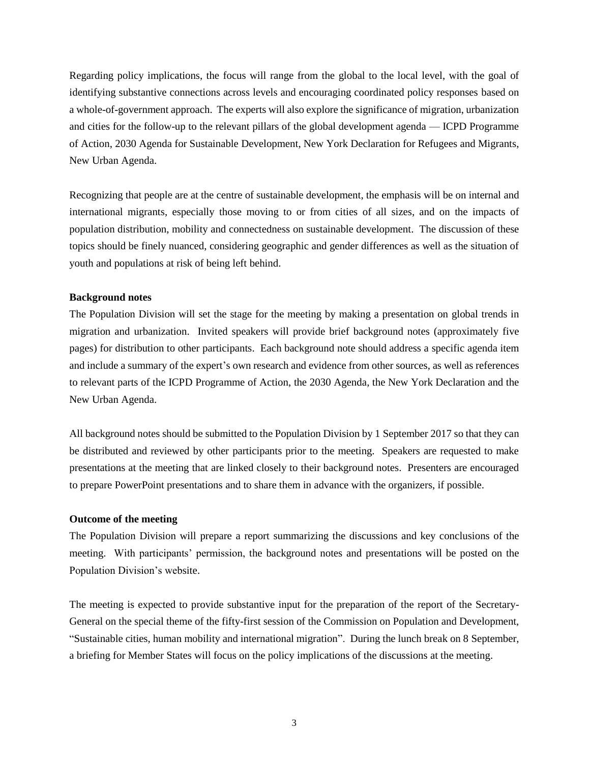Regarding policy implications, the focus will range from the global to the local level, with the goal of identifying substantive connections across levels and encouraging coordinated policy responses based on a whole-of-government approach. The experts will also explore the significance of migration, urbanization and cities for the follow-up to the relevant pillars of the global development agenda — ICPD Programme of Action, 2030 Agenda for Sustainable Development, New York Declaration for Refugees and Migrants, New Urban Agenda.

Recognizing that people are at the centre of sustainable development, the emphasis will be on internal and international migrants, especially those moving to or from cities of all sizes, and on the impacts of population distribution, mobility and connectedness on sustainable development. The discussion of these topics should be finely nuanced, considering geographic and gender differences as well as the situation of youth and populations at risk of being left behind.

**Background notes**

The Population Division will set the stage for the meeting by making a presentation on global trends in migration and urbanization. Invited speakers will provide brief background notes (approximately five pages) for distribution to other participants. Each background note should address a specific agenda item and include a summary of the expert's own research and evidence from other sources, as well as references to relevant parts of the ICPD Programme of Action, the 2030 Agenda, the New York Declaration and the New Urban Agenda.

All background notes should be submitted to the Population Division by 1 September 2017 so that they can be distributed and reviewed by other participants prior to the meeting. Speakers are requested to make presentations at the meeting that are linked closely to their background notes. Presenters are encouraged to prepare PowerPoint presentations and to share them in advance with the organizers, if possible.

**Outcome of the meeting**

The Population Division will prepare a report summarizing the discussions and key conclusions of the meeting. With participants' permission, the background notes and presentations will be posted on the Population Division's website.

The meeting is expected to provide substantive input for the preparation of the report of the Secretary-General on the special theme of the fifty-first session of the Commission on Population and Development, "Sustainable cities, human mobility and international migration". During the lunch break on 8 September, a briefing for Member States will focus on the policy implications of the discussions at the meeting.